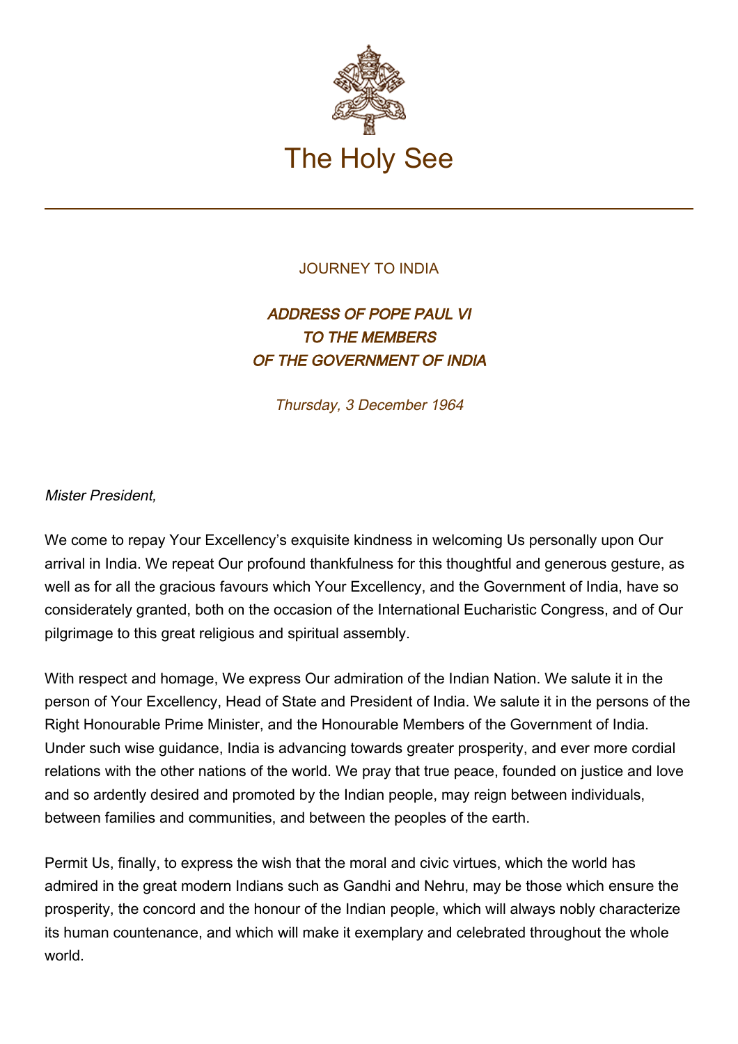The Holy See

JOURNEY TO INDIA

## *ADDRESS OF POPE PAUL VI TO THE MEMBERS OF THE GOVERNMENT OF INDIA*

*Thursday, 3 December 1964*

*Mister President,*

We come to repay Your Excellency's exquisite kindness in welcoming Us personally upon Our arrival in India. We repeat Our profound thankfulness for this thoughtful and generous gesture, as well as for all the gracious favours which Your Excellency, and the Government of India, have so considerately granted, both on the occasion of the International Eucharistic Congress, and of Our pilgrimage to this great religious and spiritual assembly.

With respect and homage, We express Our admiration of the Indian Nation. We salute it in the person of Your Excellency, Head of State and President of India. We salute it in the persons of the Right Honourable Prime Minister, and the Honourable Members of the Government of India. Under such wise guidance, India is advancing towards greater prosperity, and ever more cordial relations with the other nations of the world. We pray that true peace, founded on justice and love and so ardently desired and promoted by the Indian people, may reign between individuals, between families and communities, and between the peoples of the earth.

Permit Us, finally, to express the wish that the moral and civic virtues, which the world has admired in the great modern Indians such as Gandhi and Nehru, may be those which ensure the prosperity, the concord and the honour of the Indian people, which will always nobly characterize its human countenance, and which will make it exemplary and celebrated throughout the whole world.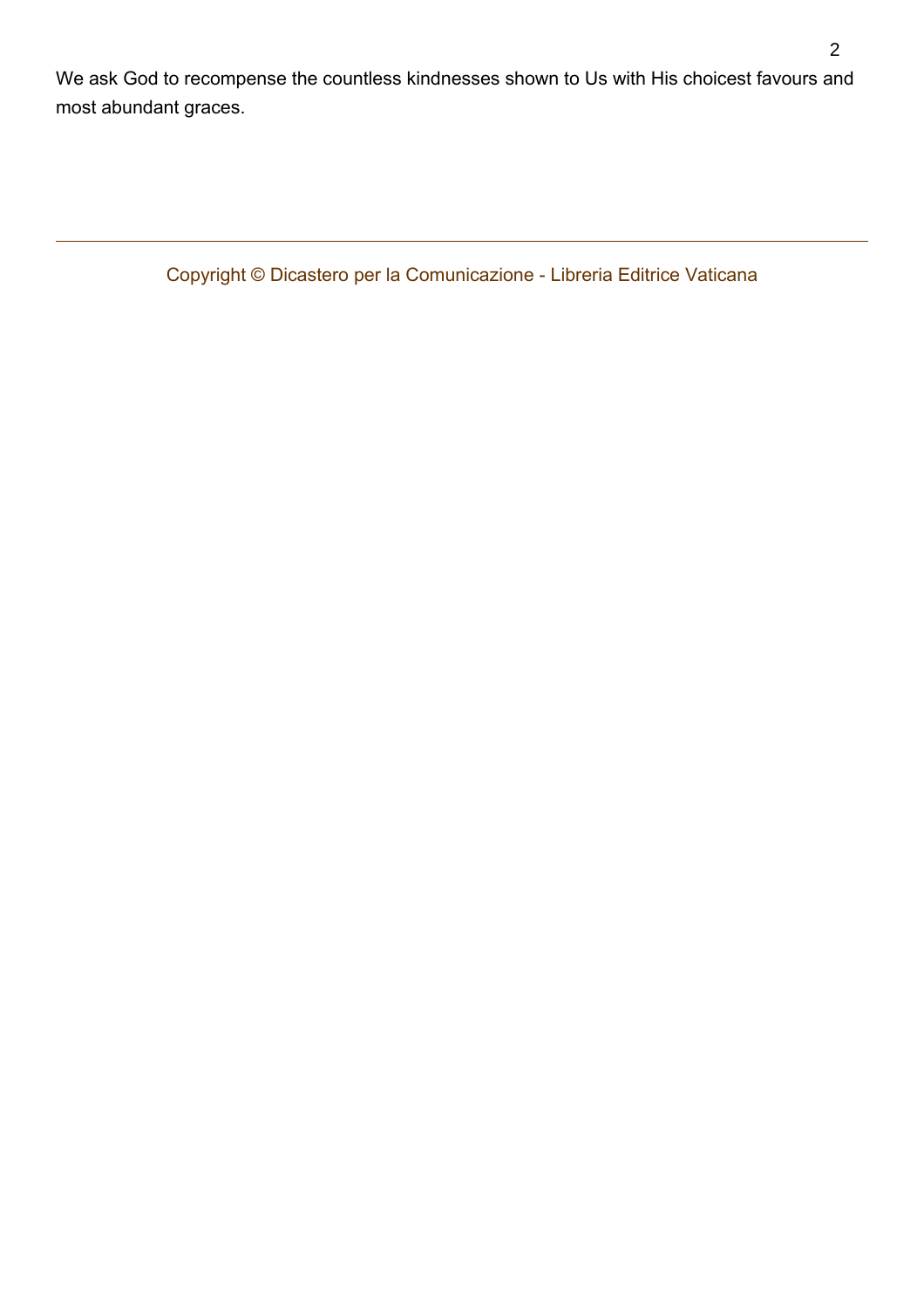We ask God to recompense the countless kindnesses shown to Us with His choicest favours and most abundant graces.

---

Copyright © Dicastero per la Comunicazione - Libreria Editrice Vaticana